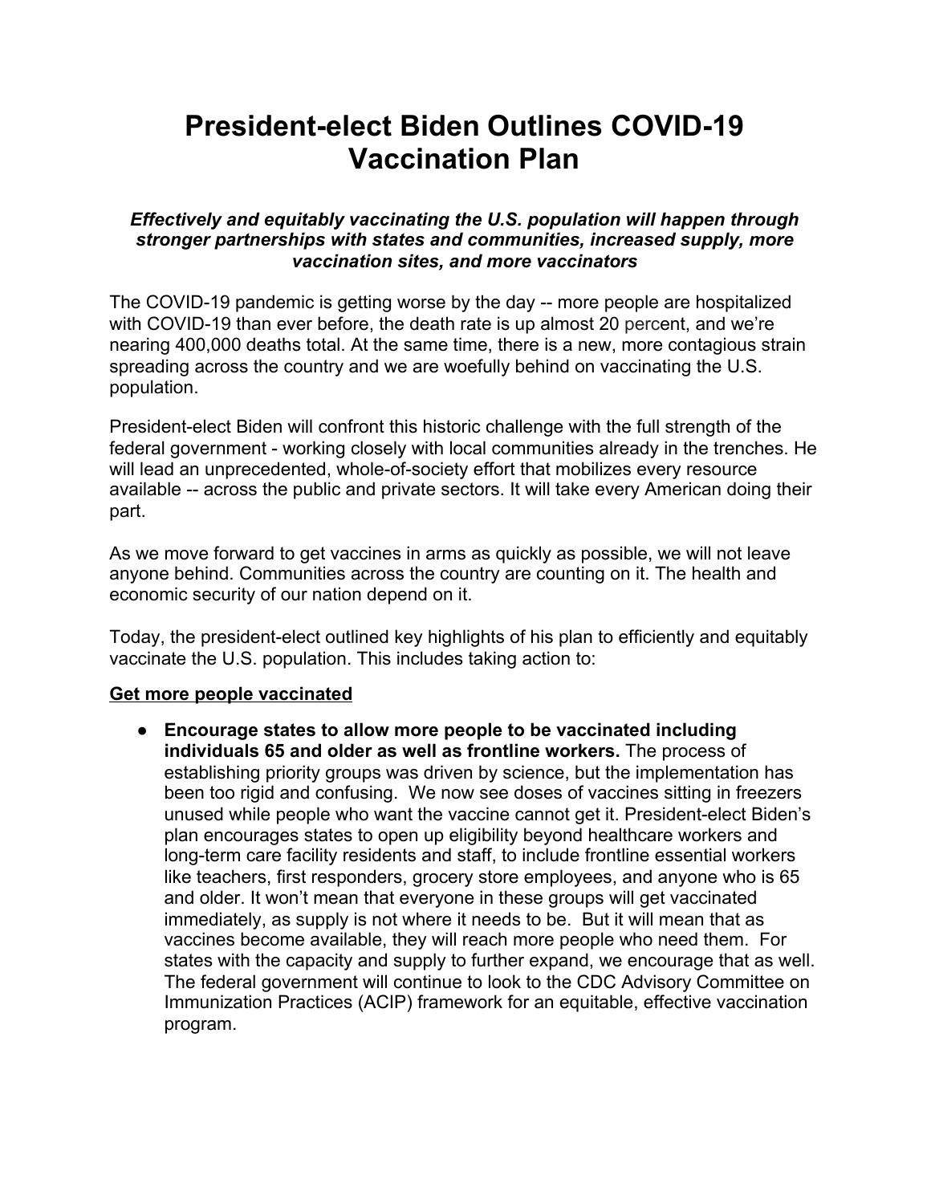# President-elect Biden Outlines COVID-19 Vaccination Plan

***Effectively and equitably vaccinating the U.S. population will happen through stronger partnerships with states and communities, increased supply, more vaccination sites, and more vaccinators***

The COVID-19 pandemic is getting worse by the day -- more people are hospitalized with COVID-19 than ever before, the death rate is up almost 20 percent, and we're nearing 400,000 deaths total. At the same time, there is a new, more contagious strain spreading across the country and we are woefully behind on vaccinating the U.S. population.

President-elect Biden will confront this historic challenge with the full strength of the federal government - working closely with local communities already in the trenches. He will lead an unprecedented, whole-of-society effort that mobilizes every resource available -- across the public and private sectors. It will take every American doing their part.

As we move forward to get vaccines in arms as quickly as possible, we will not leave anyone behind. Communities across the country are counting on it. The health and economic security of our nation depend on it.

Today, the president-elect outlined key highlights of his plan to efficiently and equitably vaccinate the U.S. population. This includes taking action to:

**<u>Get more people vaccinated</u>**

- **Encourage states to allow more people to be vaccinated including individuals 65 and older as well as frontline workers.** The process of establishing priority groups was driven by science, but the implementation has been too rigid and confusing. We now see doses of vaccines sitting in freezers unused while people who want the vaccine cannot get it. President-elect Biden's plan encourages states to open up eligibility beyond healthcare workers and long-term care facility residents and staff, to include frontline essential workers like teachers, first responders, grocery store employees, and anyone who is 65 and older. It won't mean that everyone in these groups will get vaccinated immediately, as supply is not where it needs to be. But it will mean that as vaccines become available, they will reach more people who need them. For states with the capacity and supply to further expand, we encourage that as well. The federal government will continue to look to the CDC Advisory Committee on Immunization Practices (ACIP) framework for an equitable, effective vaccination program.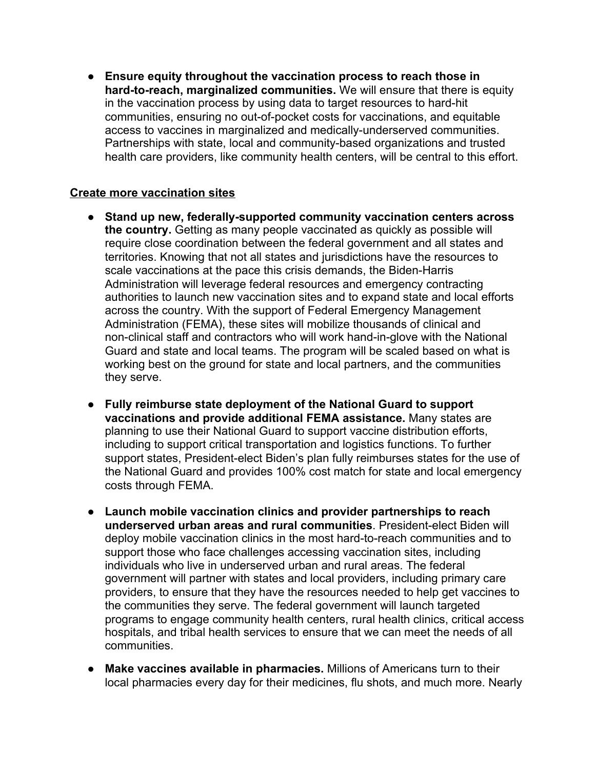- **Ensure equity throughout the vaccination process to reach those in hard-to-reach, marginalized communities.** We will ensure that there is equity in the vaccination process by using data to target resources to hard-hit communities, ensuring no out-of-pocket costs for vaccinations, and equitable access to vaccines in marginalized and medically-underserved communities. Partnerships with state, local and community-based organizations and trusted health care providers, like community health centers, will be central to this effort.

**Create more vaccination sites**

- **Stand up new, federally-supported community vaccination centers across the country.** Getting as many people vaccinated as quickly as possible will require close coordination between the federal government and all states and territories. Knowing that not all states and jurisdictions have the resources to scale vaccinations at the pace this crisis demands, the Biden-Harris Administration will leverage federal resources and emergency contracting authorities to launch new vaccination sites and to expand state and local efforts across the country. With the support of Federal Emergency Management Administration (FEMA), these sites will mobilize thousands of clinical and non-clinical staff and contractors who will work hand-in-glove with the National Guard and state and local teams. The program will be scaled based on what is working best on the ground for state and local partners, and the communities they serve.

- **Fully reimburse state deployment of the National Guard to support vaccinations and provide additional FEMA assistance.** Many states are planning to use their National Guard to support vaccine distribution efforts, including to support critical transportation and logistics functions. To further support states, President-elect Biden's plan fully reimburses states for the use of the National Guard and provides 100% cost match for state and local emergency costs through FEMA.

- **Launch mobile vaccination clinics and provider partnerships to reach underserved urban areas and rural communities**. President-elect Biden will deploy mobile vaccination clinics in the most hard-to-reach communities and to support those who face challenges accessing vaccination sites, including individuals who live in underserved urban and rural areas. The federal government will partner with states and local providers, including primary care providers, to ensure that they have the resources needed to help get vaccines to the communities they serve. The federal government will launch targeted programs to engage community health centers, rural health clinics, critical access hospitals, and tribal health services to ensure that we can meet the needs of all communities.

- **Make vaccines available in pharmacies.** Millions of Americans turn to their local pharmacies every day for their medicines, flu shots, and much more. Nearly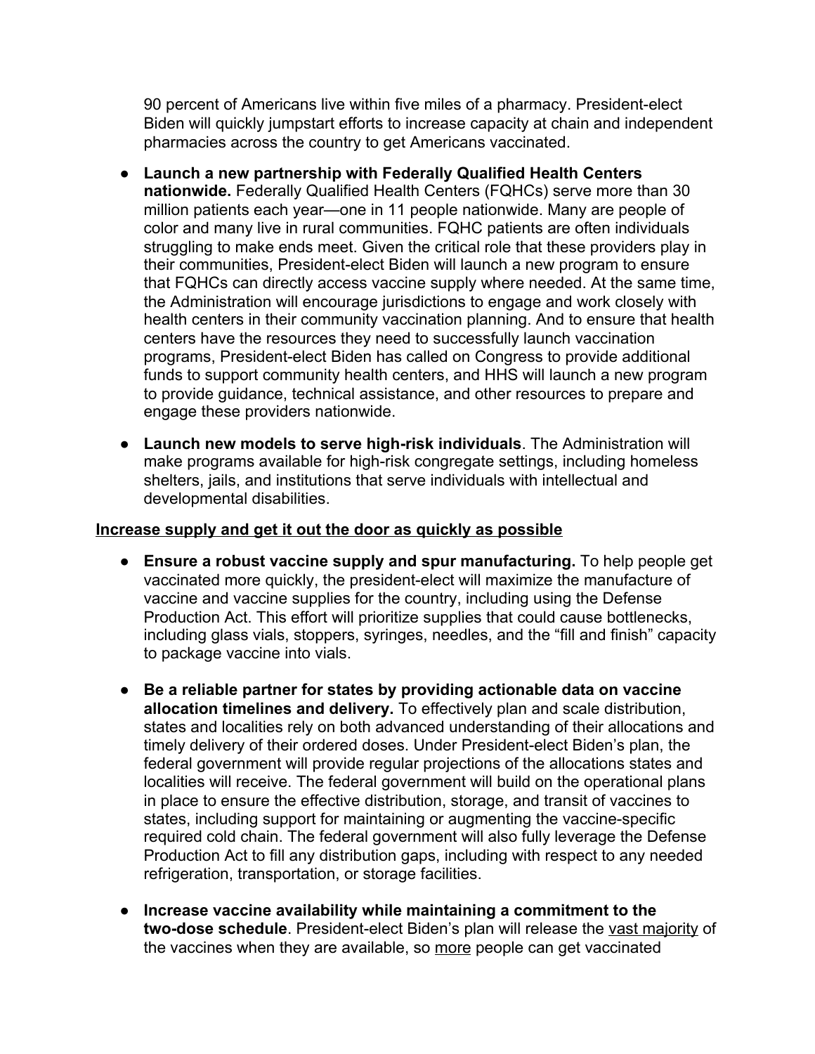90 percent of Americans live within five miles of a pharmacy. President-elect Biden will quickly jumpstart efforts to increase capacity at chain and independent pharmacies across the country to get Americans vaccinated.

- **Launch a new partnership with Federally Qualified Health Centers nationwide.** Federally Qualified Health Centers (FQHCs) serve more than 30 million patients each year—one in 11 people nationwide. Many are people of color and many live in rural communities. FQHC patients are often individuals struggling to make ends meet. Given the critical role that these providers play in their communities, President-elect Biden will launch a new program to ensure that FQHCs can directly access vaccine supply where needed. At the same time, the Administration will encourage jurisdictions to engage and work closely with health centers in their community vaccination planning. And to ensure that health centers have the resources they need to successfully launch vaccination programs, President-elect Biden has called on Congress to provide additional funds to support community health centers, and HHS will launch a new program to provide guidance, technical assistance, and other resources to prepare and engage these providers nationwide.

- **Launch new models to serve high-risk individuals**. The Administration will make programs available for high-risk congregate settings, including homeless shelters, jails, and institutions that serve individuals with intellectual and developmental disabilities.

<u>**Increase supply and get it out the door as quickly as possible**</u>

- **Ensure a robust vaccine supply and spur manufacturing.** To help people get vaccinated more quickly, the president-elect will maximize the manufacture of vaccine and vaccine supplies for the country, including using the Defense Production Act. This effort will prioritize supplies that could cause bottlenecks, including glass vials, stoppers, syringes, needles, and the "fill and finish" capacity to package vaccine into vials.

- **Be a reliable partner for states by providing actionable data on vaccine allocation timelines and delivery.** To effectively plan and scale distribution, states and localities rely on both advanced understanding of their allocations and timely delivery of their ordered doses. Under President-elect Biden's plan, the federal government will provide regular projections of the allocations states and localities will receive. The federal government will build on the operational plans in place to ensure the effective distribution, storage, and transit of vaccines to states, including support for maintaining or augmenting the vaccine-specific required cold chain. The federal government will also fully leverage the Defense Production Act to fill any distribution gaps, including with respect to any needed refrigeration, transportation, or storage facilities.

- **Increase vaccine availability while maintaining a commitment to the two-dose schedule**. President-elect Biden's plan will release the <u>vast majority</u> of the vaccines when they are available, so <u>more</u> people can get vaccinated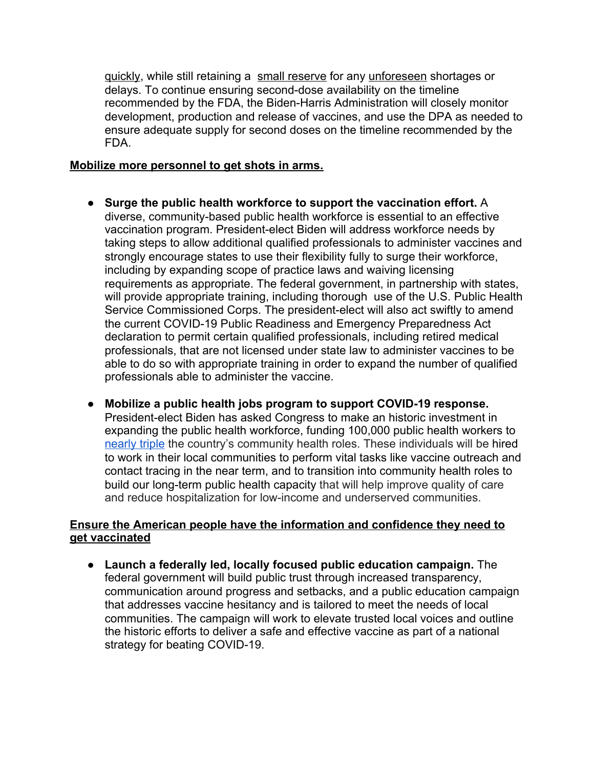quickly, while still retaining a small reserve for any unforeseen shortages or delays. To continue ensuring second-dose availability on the timeline recommended by the FDA, the Biden-Harris Administration will closely monitor development, production and release of vaccines, and use the DPA as needed to ensure adequate supply for second doses on the timeline recommended by the FDA.

**Mobilize more personnel to get shots in arms.**

- **Surge the public health workforce to support the vaccination effort.** A diverse, community-based public health workforce is essential to an effective vaccination program. President-elect Biden will address workforce needs by taking steps to allow additional qualified professionals to administer vaccines and strongly encourage states to use their flexibility fully to surge their workforce, including by expanding scope of practice laws and waiving licensing requirements as appropriate. The federal government, in partnership with states, will provide appropriate training, including thorough use of the U.S. Public Health Service Commissioned Corps. The president-elect will also act swiftly to amend the current COVID-19 Public Readiness and Emergency Preparedness Act declaration to permit certain qualified professionals, including retired medical professionals, that are not licensed under state law to administer vaccines to be able to do so with appropriate training in order to expand the number of qualified professionals able to administer the vaccine.

- **Mobilize a public health jobs program to support COVID-19 response.** President-elect Biden has asked Congress to make an historic investment in expanding the public health workforce, funding 100,000 public health workers to nearly triple the country's community health roles. These individuals will be hired to work in their local communities to perform vital tasks like vaccine outreach and contact tracing in the near term, and to transition into community health roles to build our long-term public health capacity that will help improve quality of care and reduce hospitalization for low-income and underserved communities.

**Ensure the American people have the information and confidence they need to get vaccinated**

- **Launch a federally led, locally focused public education campaign.** The federal government will build public trust through increased transparency, communication around progress and setbacks, and a public education campaign that addresses vaccine hesitancy and is tailored to meet the needs of local communities. The campaign will work to elevate trusted local voices and outline the historic efforts to deliver a safe and effective vaccine as part of a national strategy for beating COVID-19.